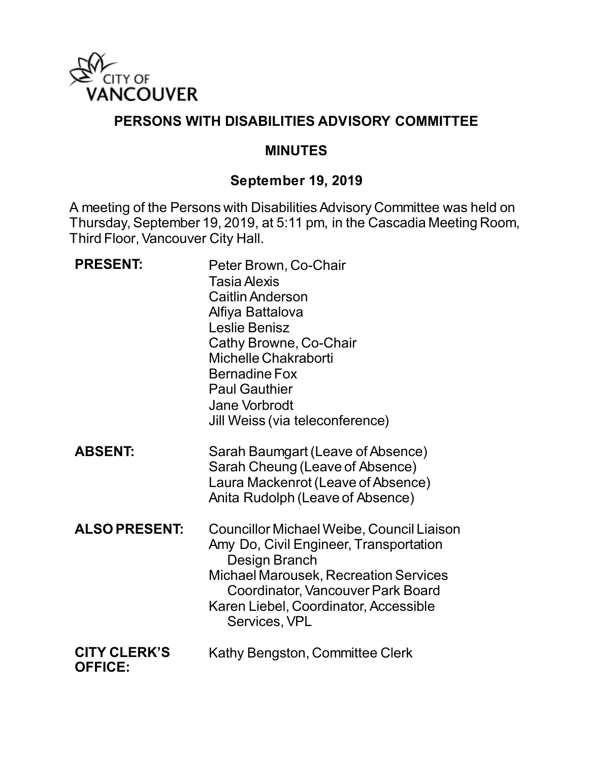CITY OF VANCOUVER

# PERSONS WITH DISABILITIES ADVISORY COMMITTEE

## MINUTES

### September 19, 2019

A meeting of the Persons with Disabilities Advisory Committee was held on Thursday, September 19, 2019, at 5:11 pm, in the Cascadia Meeting Room, Third Floor, Vancouver City Hall.

**PRESENT:**
Peter Brown, Co-Chair
Tasia Alexis
Caitlin Anderson
Alfiya Battalova
Leslie Benisz
Cathy Browne, Co-Chair
Michelle Chakraborti
Bernadine Fox
Paul Gauthier
Jane Vorbrodt
Jill Weiss (via teleconference)

**ABSENT:**
Sarah Baumgart (Leave of Absence)
Sarah Cheung (Leave of Absence)
Laura Mackenrot (Leave of Absence)
Anita Rudolph (Leave of Absence)

**ALSO PRESENT:**
Councillor Michael Weibe, Council Liaison
Amy Do, Civil Engineer, Transportation Design Branch
Michael Marousek, Recreation Services Coordinator, Vancouver Park Board
Karen Liebel, Coordinator, Accessible Services, VPL

**CITY CLERK'S OFFICE:**
Kathy Bengston, Committee Clerk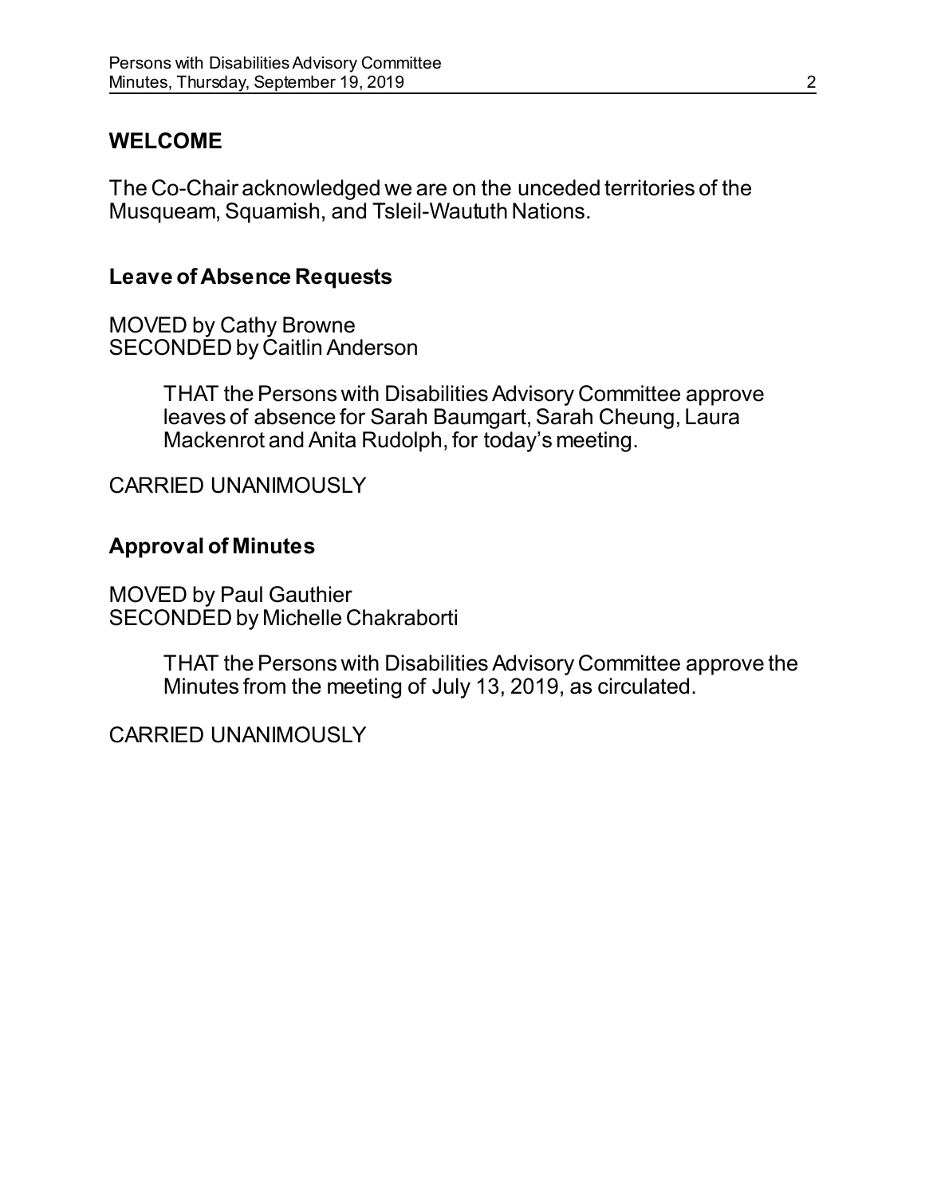## WELCOME

The Co-Chair acknowledged we are on the unceded territories of the Musqueam, Squamish, and Tsleil-Waututh Nations.

### Leave of Absence Requests

MOVED by Cathy Browne
SECONDED by Caitlin Anderson

> THAT the Persons with Disabilities Advisory Committee approve leaves of absence for Sarah Baumgart, Sarah Cheung, Laura Mackenrot and Anita Rudolph, for today's meeting.

CARRIED UNANIMOUSLY

### Approval of Minutes

MOVED by Paul Gauthier
SECONDED by Michelle Chakraborti

> THAT the Persons with Disabilities Advisory Committee approve the Minutes from the meeting of July 13, 2019, as circulated.

CARRIED UNANIMOUSLY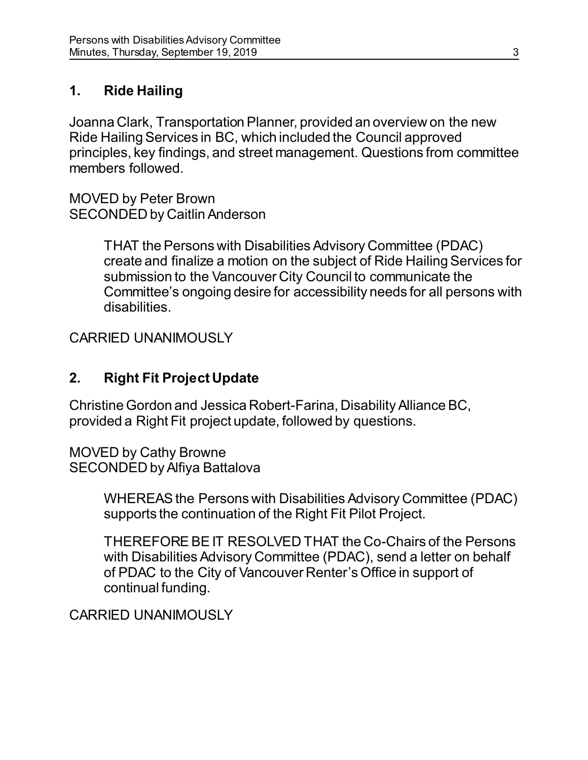## 1. Ride Hailing

Joanna Clark, Transportation Planner, provided an overview on the new Ride Hailing Services in BC, which included the Council approved principles, key findings, and street management. Questions from committee members followed.

MOVED by Peter Brown
SECONDED by Caitlin Anderson

> THAT the Persons with Disabilities Advisory Committee (PDAC) create and finalize a motion on the subject of Ride Hailing Services for submission to the Vancouver City Council to communicate the Committee's ongoing desire for accessibility needs for all persons with disabilities.

CARRIED UNANIMOUSLY

## 2. Right Fit Project Update

Christine Gordon and Jessica Robert-Farina, Disability Alliance BC, provided a Right Fit project update, followed by questions.

MOVED by Cathy Browne
SECONDED by Alfiya Battalova

> WHEREAS the Persons with Disabilities Advisory Committee (PDAC) supports the continuation of the Right Fit Pilot Project.
>
> THEREFORE BE IT RESOLVED THAT the Co-Chairs of the Persons with Disabilities Advisory Committee (PDAC), send a letter on behalf of PDAC to the City of Vancouver Renter's Office in support of continual funding.

CARRIED UNANIMOUSLY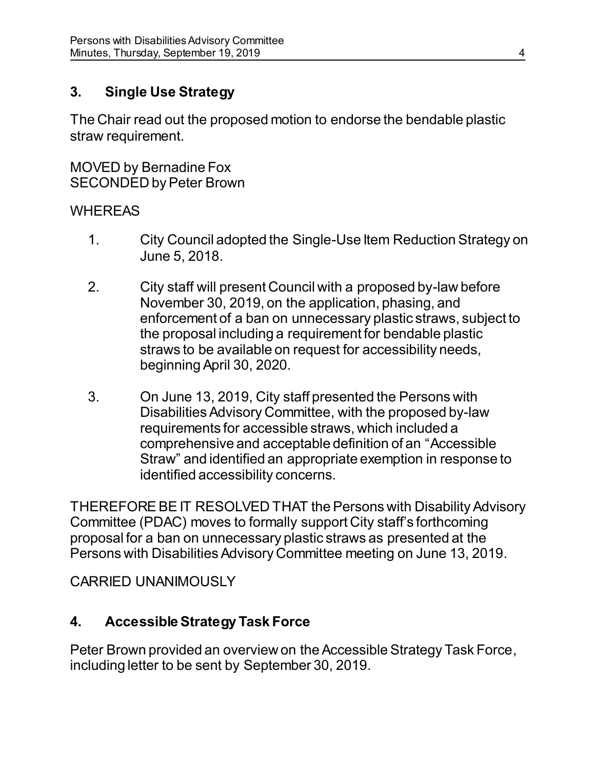## 3. Single Use Strategy

The Chair read out the proposed motion to endorse the bendable plastic straw requirement.

MOVED by Bernadine Fox
SECONDED by Peter Brown

WHEREAS

1. City Council adopted the Single-Use Item Reduction Strategy on June 5, 2018.

2. City staff will present Council with a proposed by-law before November 30, 2019, on the application, phasing, and enforcement of a ban on unnecessary plastic straws, subject to the proposal including a requirement for bendable plastic straws to be available on request for accessibility needs, beginning April 30, 2020.

3. On June 13, 2019, City staff presented the Persons with Disabilities Advisory Committee, with the proposed by-law requirements for accessible straws, which included a comprehensive and acceptable definition of an "Accessible Straw" and identified an appropriate exemption in response to identified accessibility concerns.

THEREFORE BE IT RESOLVED THAT the Persons with Disability Advisory Committee (PDAC) moves to formally support City staff's forthcoming proposal for a ban on unnecessary plastic straws as presented at the Persons with Disabilities Advisory Committee meeting on June 13, 2019.

CARRIED UNANIMOUSLY

## 4. Accessible Strategy Task Force

Peter Brown provided an overview on the Accessible Strategy Task Force, including letter to be sent by September 30, 2019.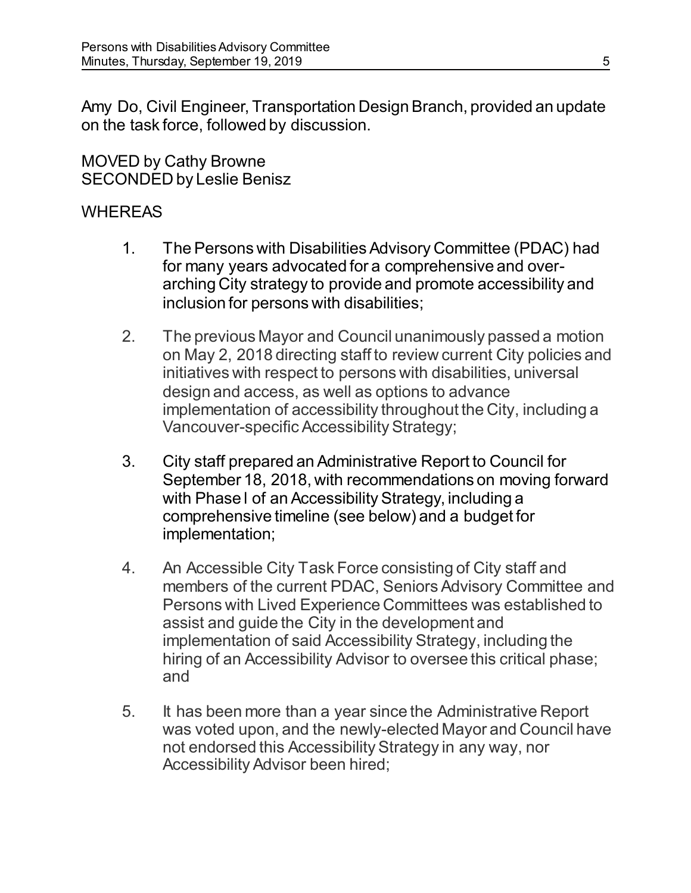Amy Do, Civil Engineer, Transportation Design Branch, provided an update on the task force, followed by discussion.

MOVED by Cathy Browne
SECONDED by Leslie Benisz

WHEREAS

1. The Persons with Disabilities Advisory Committee (PDAC) had for many years advocated for a comprehensive and over-arching City strategy to provide and promote accessibility and inclusion for persons with disabilities;

2. The previous Mayor and Council unanimously passed a motion on May 2, 2018 directing staff to review current City policies and initiatives with respect to persons with disabilities, universal design and access, as well as options to advance implementation of accessibility throughout the City, including a Vancouver-specific Accessibility Strategy;

3. City staff prepared an Administrative Report to Council for September 18, 2018, with recommendations on moving forward with Phase I of an Accessibility Strategy, including a comprehensive timeline (see below) and a budget for implementation;

4. An Accessible City Task Force consisting of City staff and members of the current PDAC, Seniors Advisory Committee and Persons with Lived Experience Committees was established to assist and guide the City in the development and implementation of said Accessibility Strategy, including the hiring of an Accessibility Advisor to oversee this critical phase; and

5. It has been more than a year since the Administrative Report was voted upon, and the newly-elected Mayor and Council have not endorsed this Accessibility Strategy in any way, nor Accessibility Advisor been hired;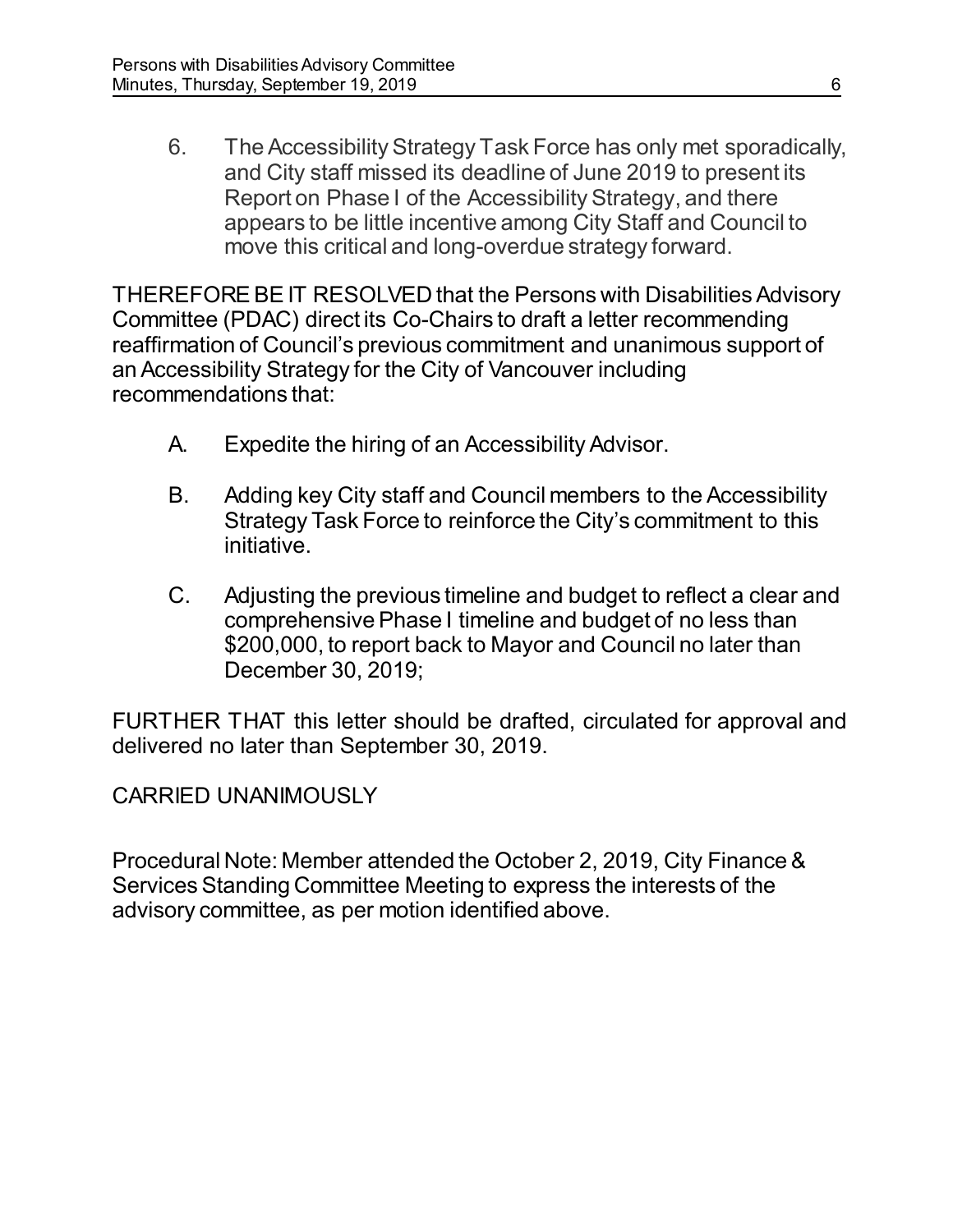6. The Accessibility Strategy Task Force has only met sporadically, and City staff missed its deadline of June 2019 to present its Report on Phase I of the Accessibility Strategy, and there appears to be little incentive among City Staff and Council to move this critical and long-overdue strategy forward.

THEREFORE BE IT RESOLVED that the Persons with Disabilities Advisory Committee (PDAC) direct its Co-Chairs to draft a letter recommending reaffirmation of Council's previous commitment and unanimous support of an Accessibility Strategy for the City of Vancouver including recommendations that:

A. Expedite the hiring of an Accessibility Advisor.

B. Adding key City staff and Council members to the Accessibility Strategy Task Force to reinforce the City's commitment to this initiative.

C. Adjusting the previous timeline and budget to reflect a clear and comprehensive Phase I timeline and budget of no less than $200,000, to report back to Mayor and Council no later than December 30, 2019;

FURTHER THAT this letter should be drafted, circulated for approval and delivered no later than September 30, 2019.

CARRIED UNANIMOUSLY

Procedural Note: Member attended the October 2, 2019, City Finance & Services Standing Committee Meeting to express the interests of the advisory committee, as per motion identified above.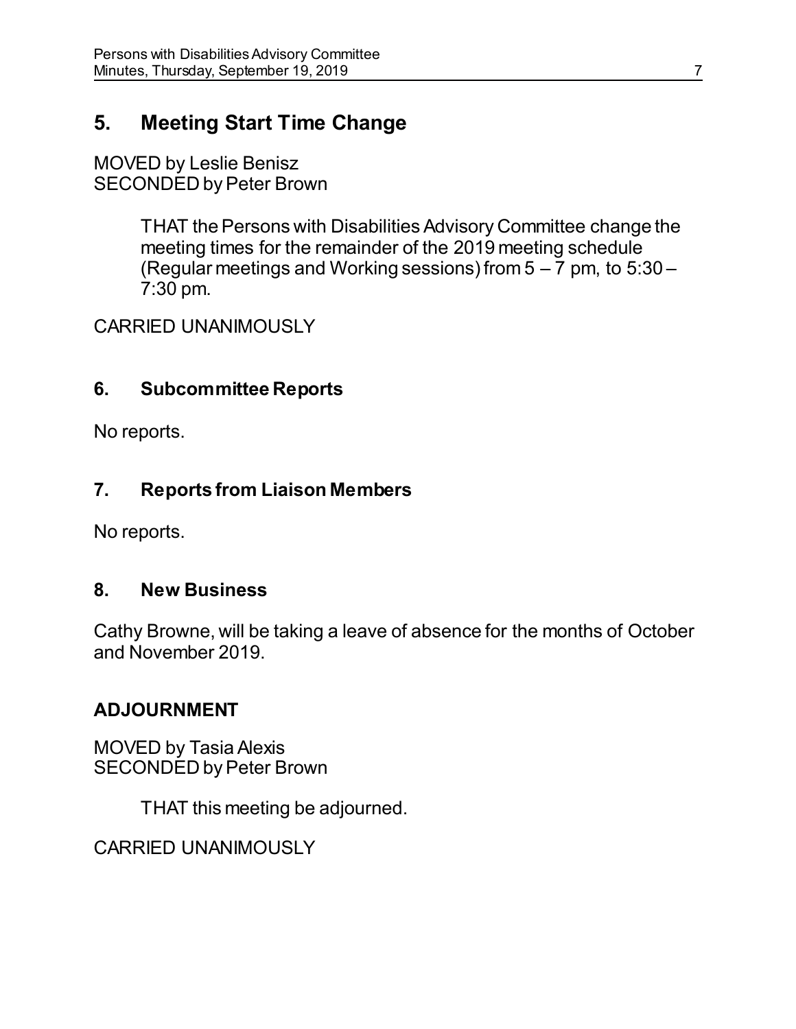## 5. Meeting Start Time Change

MOVED by Leslie Benisz
SECONDED by Peter Brown

> THAT the Persons with Disabilities Advisory Committee change the meeting times for the remainder of the 2019 meeting schedule (Regular meetings and Working sessions) from 5 – 7 pm, to 5:30 – 7:30 pm.

CARRIED UNANIMOUSLY

### 6. Subcommittee Reports

No reports.

### 7. Reports from Liaison Members

No reports.

### 8. New Business

Cathy Browne, will be taking a leave of absence for the months of October and November 2019.

### ADJOURNMENT

MOVED by Tasia Alexis
SECONDED by Peter Brown

> THAT this meeting be adjourned.

CARRIED UNANIMOUSLY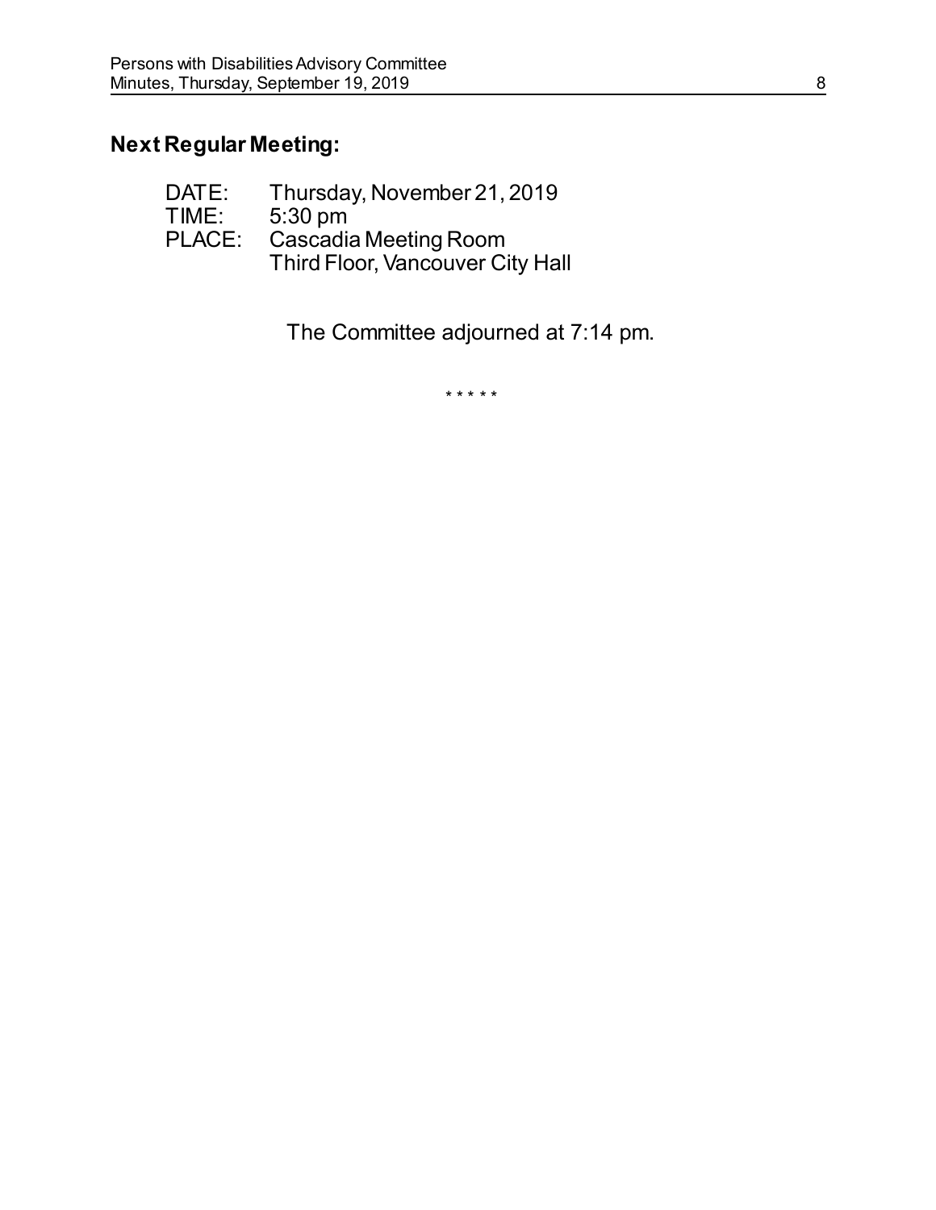## Next Regular Meeting:

DATE: Thursday, November 21, 2019
TIME: 5:30 pm
PLACE: Cascadia Meeting Room
Third Floor, Vancouver City Hall

The Committee adjourned at 7:14 pm.

* * * * *